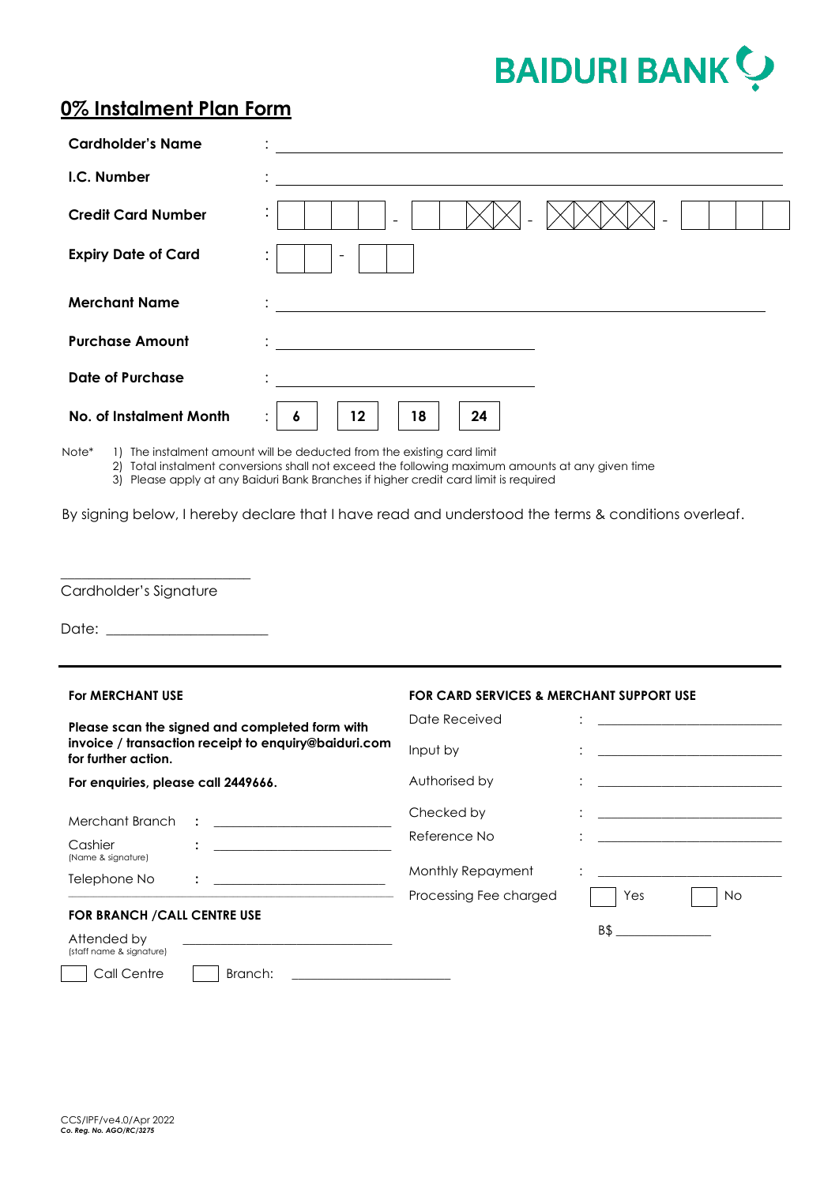# BAIDURI BANK

## 0% Instalment Plan Form

| | | |
|---|---|---|
| **Cardholder's Name** | : | ________________________________ |
| **I.C. Number** | : | ________________________________ |
| **Credit Card Number** | : | ☐☐☐☐ - ☐☐☒☒ - ☒☒☒☒ - ☐☐☐☐ |
| **Expiry Date of Card** | : | ☐☐ - ☐☐ |
| **Merchant Name** | : | ________________________________ |
| **Purchase Amount** | : | ____________________ |
| **Date of Purchase** | : | ____________________ |
| **No. of Instalment Month** | : | **6** &nbsp; **12** &nbsp; **18** &nbsp; **24** |

Note*
1) The instalment amount will be deducted from the existing card limit
2) Total instalment conversions shall not exceed the following maximum amounts at any given time
3) Please apply at any Baiduri Bank Branches if higher credit card limit is required

By signing below, I hereby declare that I have read and understood the terms & conditions overleaf.

___________________________
Cardholder's Signature

Date: ______________________

---

**For MERCHANT USE**

**Please scan the signed and completed form with invoice / transaction receipt to enquiry@baiduri.com for further action.**

**For enquiries, please call 2449666.**

Merchant Branch : ____________________

Cashier : ____________________
(Name & signature)

Telephone No : ____________________

**FOR BRANCH /CALL CENTRE USE**

Attended by ____________________
(staff name & signature)

☐ Call Centre &nbsp; ☐ Branch: ____________________

**FOR CARD SERVICES & MERCHANT SUPPORT USE**

Date Received : ____________________

Input by : ____________________

Authorised by : ____________________

Checked by : ____________________

Reference No : ____________________

Monthly Repayment : ____________________

Processing Fee charged ☐ Yes ☐ No

B$ ______________

CCS/IPF/ve4.0/Apr 2022
*Co. Reg. No. AGO/RC/3275*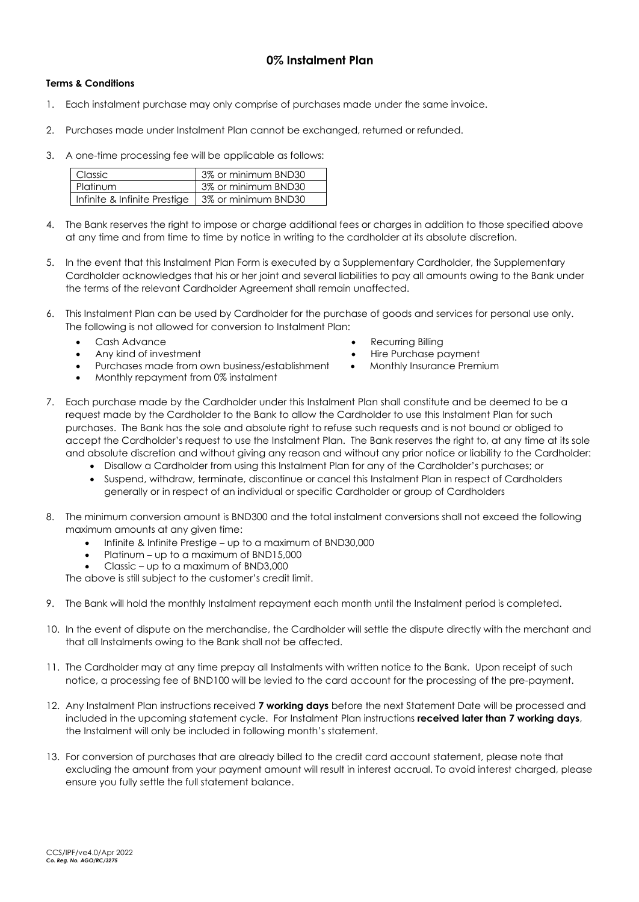# 0% Instalment Plan

**Terms & Conditions**

1. Each instalment purchase may only comprise of purchases made under the same invoice.

2. Purchases made under Instalment Plan cannot be exchanged, returned or refunded.

3. A one-time processing fee will be applicable as follows:

| | |
|---|---|
| Classic | 3% or minimum BND30 |
| Platinum | 3% or minimum BND30 |
| Infinite & Infinite Prestige | 3% or minimum BND30 |

4. The Bank reserves the right to impose or charge additional fees or charges in addition to those specified above at any time and from time to time by notice in writing to the cardholder at its absolute discretion.

5. In the event that this Instalment Plan Form is executed by a Supplementary Cardholder, the Supplementary Cardholder acknowledges that his or her joint and several liabilities to pay all amounts owing to the Bank under the terms of the relevant Cardholder Agreement shall remain unaffected.

6. This Instalment Plan can be used by Cardholder for the purchase of goods and services for personal use only. The following is not allowed for conversion to Instalment Plan:
   - Cash Advance
   - Any kind of investment
   - Purchases made from own business/establishment
   - Monthly repayment from 0% instalment
   - Recurring Billing
   - Hire Purchase payment
   - Monthly Insurance Premium

7. Each purchase made by the Cardholder under this Instalment Plan shall constitute and be deemed to be a request made by the Cardholder to the Bank to allow the Cardholder to use this Instalment Plan for such purchases. The Bank has the sole and absolute right to refuse such requests and is not bound or obliged to accept the Cardholder's request to use the Instalment Plan. The Bank reserves the right to, at any time at its sole and absolute discretion and without giving any reason and without any prior notice or liability to the Cardholder:
   - Disallow a Cardholder from using this Instalment Plan for any of the Cardholder's purchases; or
   - Suspend, withdraw, terminate, discontinue or cancel this Instalment Plan in respect of Cardholders generally or in respect of an individual or specific Cardholder or group of Cardholders

8. The minimum conversion amount is BND300 and the total instalment conversions shall not exceed the following maximum amounts at any given time:
   - Infinite & Infinite Prestige – up to a maximum of BND30,000
   - Platinum – up to a maximum of BND15,000
   - Classic – up to a maximum of BND3,000

   The above is still subject to the customer's credit limit.

9. The Bank will hold the monthly Instalment repayment each month until the Instalment period is completed.

10. In the event of dispute on the merchandise, the Cardholder will settle the dispute directly with the merchant and that all Instalments owing to the Bank shall not be affected.

11. The Cardholder may at any time prepay all Instalments with written notice to the Bank. Upon receipt of such notice, a processing fee of BND100 will be levied to the card account for the processing of the pre-payment.

12. Any Instalment Plan instructions received **7 working days** before the next Statement Date will be processed and included in the upcoming statement cycle. For Instalment Plan instructions **received later than 7 working days**, the Instalment will only be included in following month's statement.

13. For conversion of purchases that are already billed to the credit card account statement, please note that excluding the amount from your payment amount will result in interest accrual. To avoid interest charged, please ensure you fully settle the full statement balance.

CCS/IPF/ve4.0/Apr 2022
***Co. Reg. No. AGO/RC/3275***